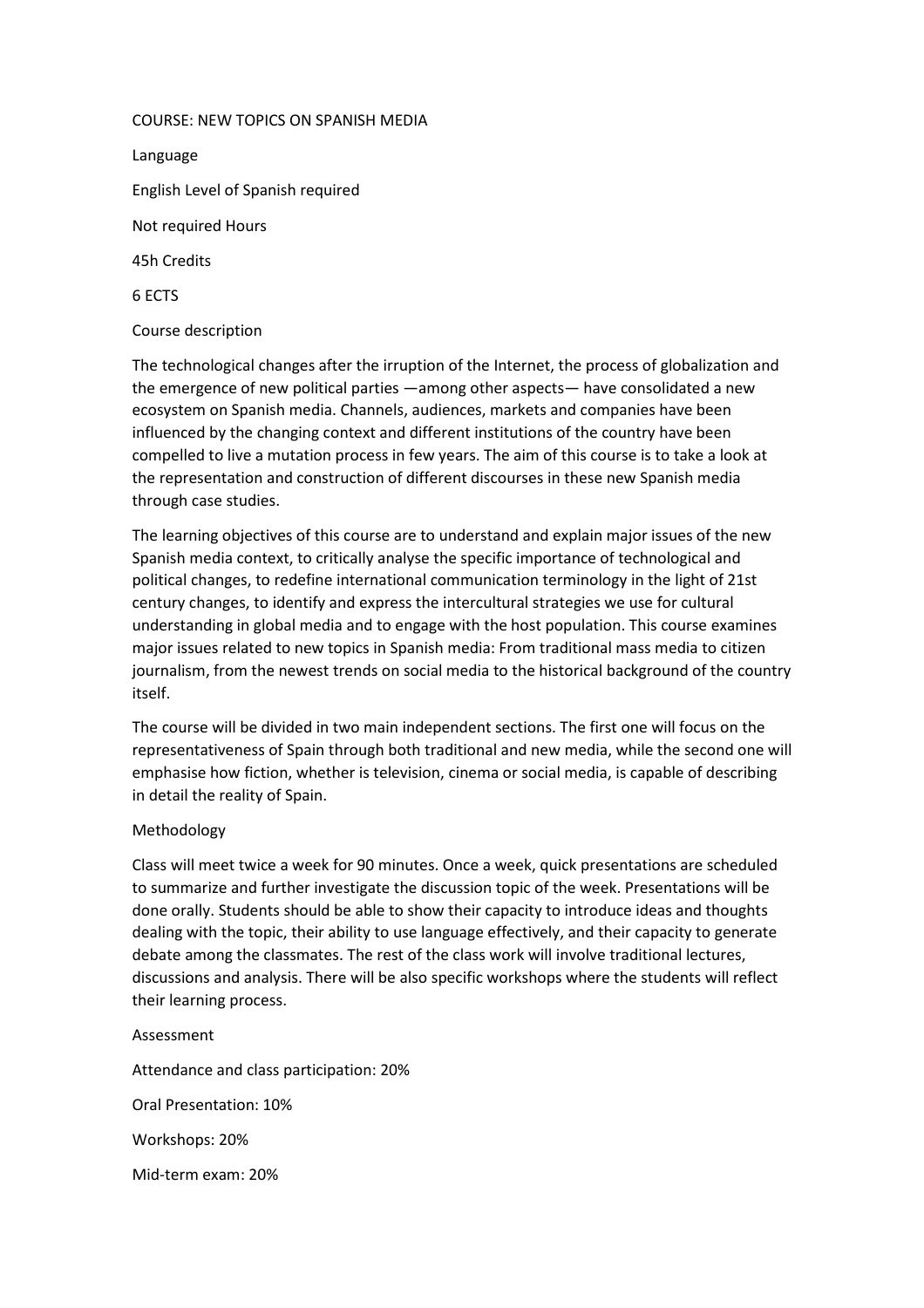COURSE: NEW TOPICS ON SPANISH MEDIA

Language

English Level of Spanish required

Not required Hours

45h Credits

6 ECTS

Course description

The technological changes after the irruption of the Internet, the process of globalization and the emergence of new political parties —among other aspects— have consolidated a new ecosystem on Spanish media. Channels, audiences, markets and companies have been influenced by the changing context and different institutions of the country have been compelled to live a mutation process in few years. The aim of this course is to take a look at the representation and construction of different discourses in these new Spanish media through case studies.

The learning objectives of this course are to understand and explain major issues of the new Spanish media context, to critically analyse the specific importance of technological and political changes, to redefine international communication terminology in the light of 21st century changes, to identify and express the intercultural strategies we use for cultural understanding in global media and to engage with the host population. This course examines major issues related to new topics in Spanish media: From traditional mass media to citizen journalism, from the newest trends on social media to the historical background of the country itself.

The course will be divided in two main independent sections. The first one will focus on the representativeness of Spain through both traditional and new media, while the second one will emphasise how fiction, whether is television, cinema or social media, is capable of describing in detail the reality of Spain.

Methodology

Class will meet twice a week for 90 minutes. Once a week, quick presentations are scheduled to summarize and further investigate the discussion topic of the week. Presentations will be done orally. Students should be able to show their capacity to introduce ideas and thoughts dealing with the topic, their ability to use language effectively, and their capacity to generate debate among the classmates. The rest of the class work will involve traditional lectures, discussions and analysis. There will be also specific workshops where the students will reflect their learning process.

Assessment

Attendance and class participation: 20%

Oral Presentation: 10%

Workshops: 20%

Mid-term exam: 20%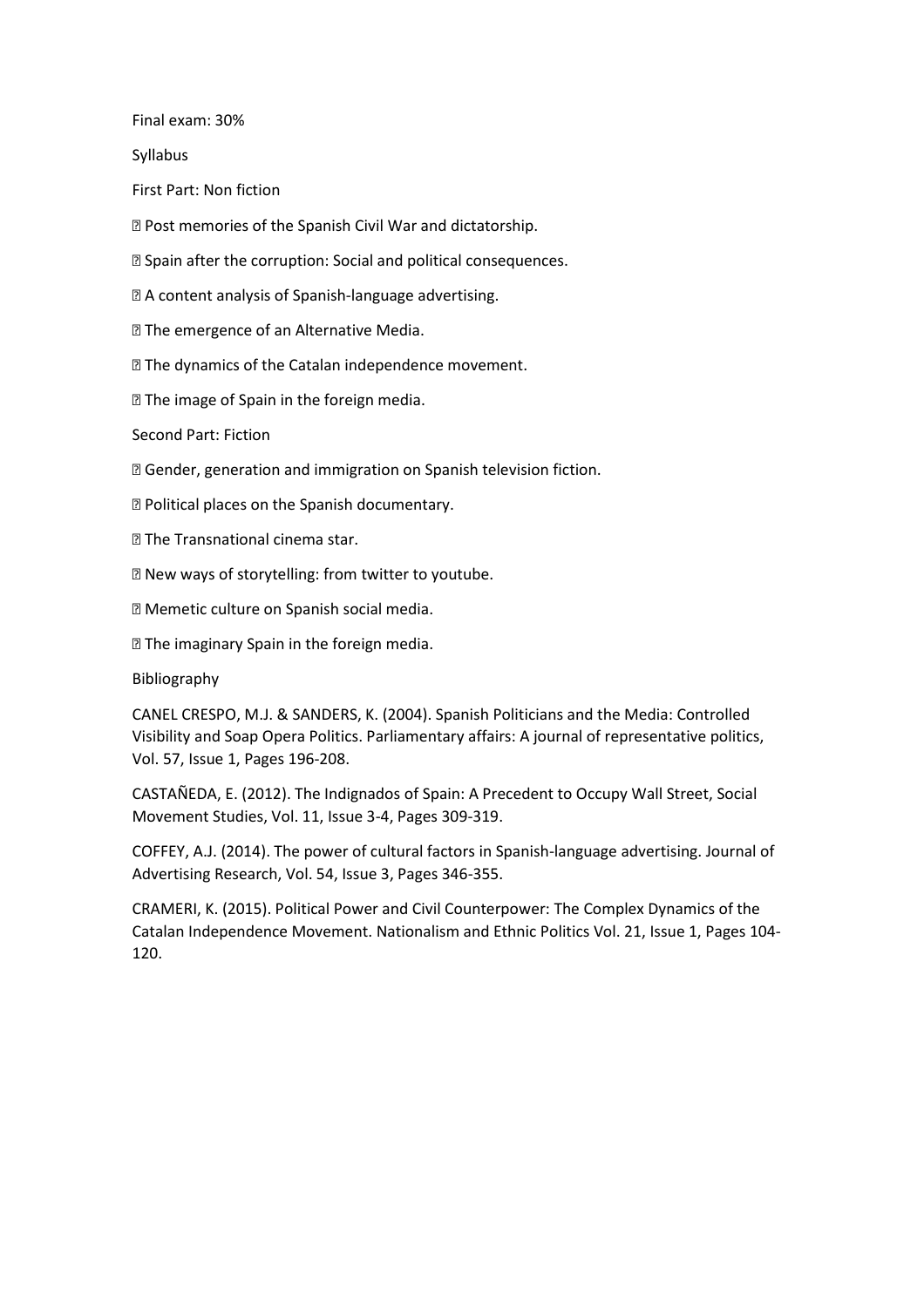Final exam: 30%

Syllabus

First Part: Non fiction

- Post memories of the Spanish Civil War and dictatorship.
- Spain after the corruption: Social and political consequences.
- A content analysis of Spanish-language advertising.
- The emergence of an Alternative Media.
- The dynamics of the Catalan independence movement.
- The image of Spain in the foreign media.

Second Part: Fiction

- Gender, generation and immigration on Spanish television fiction.
- Political places on the Spanish documentary.
- The Transnational cinema star.
- New ways of storytelling: from twitter to youtube.
- Memetic culture on Spanish social media.
- The imaginary Spain in the foreign media.

Bibliography

CANEL CRESPO, M.J. & SANDERS, K. (2004). Spanish Politicians and the Media: Controlled Visibility and Soap Opera Politics. Parliamentary affairs: A journal of representative politics, Vol. 57, Issue 1, Pages 196-208.

CASTAÑEDA, E. (2012). The Indignados of Spain: A Precedent to Occupy Wall Street, Social Movement Studies, Vol. 11, Issue 3-4, Pages 309-319.

COFFEY, A.J. (2014). The power of cultural factors in Spanish-language advertising. Journal of Advertising Research, Vol. 54, Issue 3, Pages 346-355.

CRAMERI, K. (2015). Political Power and Civil Counterpower: The Complex Dynamics of the Catalan Independence Movement. Nationalism and Ethnic Politics Vol. 21, Issue 1, Pages 104-120.